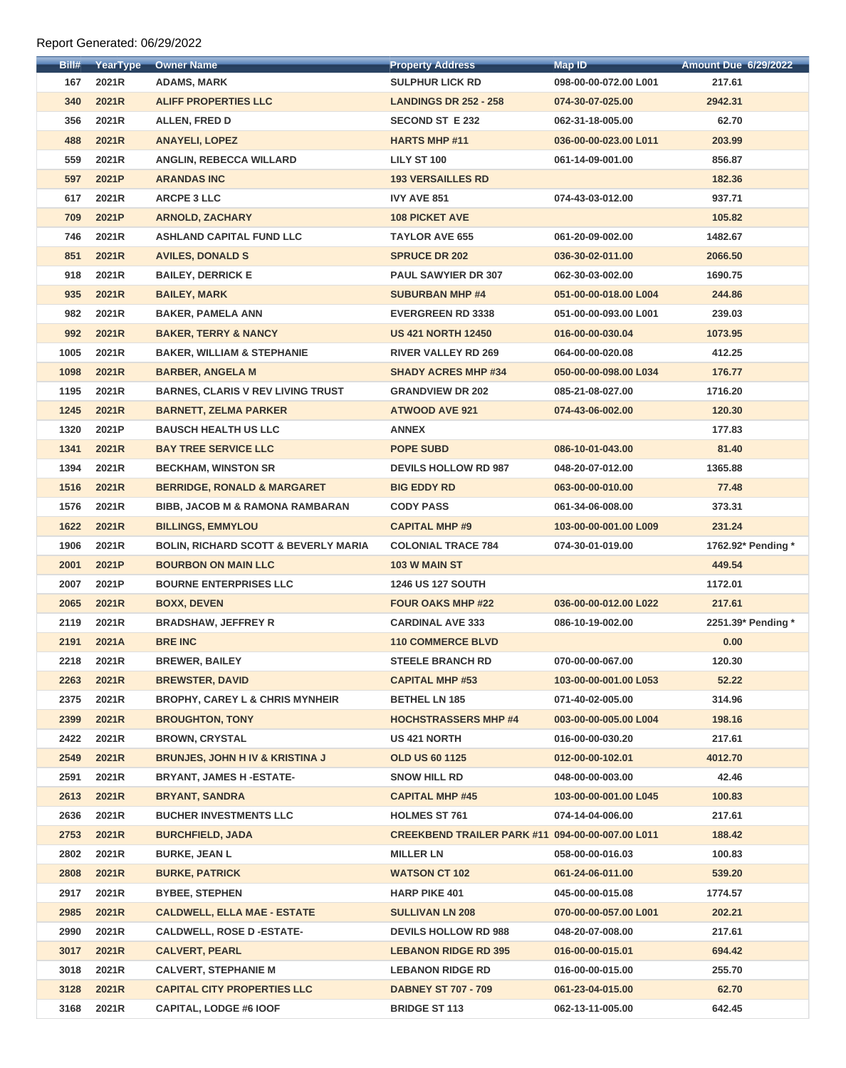Report Generated: 06/29/2022

| Bill# | YearType | Owner Name | Property Address | Map ID | Amount Due 6/29/2022 |
|---|---|---|---|---|---|
| 167 | 2021R | ADAMS, MARK | SULPHUR LICK RD | 098-00-00-072.00 L001 | 217.61 |
| 340 | 2021R | ALIFF PROPERTIES LLC | LANDINGS DR 252 - 258 | 074-30-07-025.00 | 2942.31 |
| 356 | 2021R | ALLEN, FRED D | SECOND ST E 232 | 062-31-18-005.00 | 62.70 |
| 488 | 2021R | ANAYELI, LOPEZ | HARTS MHP #11 | 036-00-00-023.00 L011 | 203.99 |
| 559 | 2021R | ANGLIN, REBECCA WILLARD | LILY ST 100 | 061-14-09-001.00 | 856.87 |
| 597 | 2021P | ARANDAS INC | 193 VERSAILLES RD | | 182.36 |
| 617 | 2021R | ARCPE 3 LLC | IVY AVE 851 | 074-43-03-012.00 | 937.71 |
| 709 | 2021P | ARNOLD, ZACHARY | 108 PICKET AVE | | 105.82 |
| 746 | 2021R | ASHLAND CAPITAL FUND LLC | TAYLOR AVE 655 | 061-20-09-002.00 | 1482.67 |
| 851 | 2021R | AVILES, DONALD S | SPRUCE DR 202 | 036-30-02-011.00 | 2066.50 |
| 918 | 2021R | BAILEY, DERRICK E | PAUL SAWYIER DR 307 | 062-30-03-002.00 | 1690.75 |
| 935 | 2021R | BAILEY, MARK | SUBURBAN MHP #4 | 051-00-00-018.00 L004 | 244.86 |
| 982 | 2021R | BAKER, PAMELA ANN | EVERGREEN RD 3338 | 051-00-00-093.00 L001 | 239.03 |
| 992 | 2021R | BAKER, TERRY & NANCY | US 421 NORTH 12450 | 016-00-00-030.04 | 1073.95 |
| 1005 | 2021R | BAKER, WILLIAM & STEPHANIE | RIVER VALLEY RD 269 | 064-00-00-020.08 | 412.25 |
| 1098 | 2021R | BARBER, ANGELA M | SHADY ACRES MHP #34 | 050-00-00-098.00 L034 | 176.77 |
| 1195 | 2021R | BARNES, CLARIS V REV LIVING TRUST | GRANDVIEW DR 202 | 085-21-08-027.00 | 1716.20 |
| 1245 | 2021R | BARNETT, ZELMA PARKER | ATWOOD AVE 921 | 074-43-06-002.00 | 120.30 |
| 1320 | 2021P | BAUSCH HEALTH US LLC | ANNEX | | 177.83 |
| 1341 | 2021R | BAY TREE SERVICE LLC | POPE SUBD | 086-10-01-043.00 | 81.40 |
| 1394 | 2021R | BECKHAM, WINSTON SR | DEVILS HOLLOW RD 987 | 048-20-07-012.00 | 1365.88 |
| 1516 | 2021R | BERRIDGE, RONALD & MARGARET | BIG EDDY RD | 063-00-00-010.00 | 77.48 |
| 1576 | 2021R | BIBB, JACOB M & RAMONA RAMBARAN | CODY PASS | 061-34-06-008.00 | 373.31 |
| 1622 | 2021R | BILLINGS, EMMYLOU | CAPITAL MHP #9 | 103-00-00-001.00 L009 | 231.24 |
| 1906 | 2021R | BOLIN, RICHARD SCOTT & BEVERLY MARIA | COLONIAL TRACE 784 | 074-30-01-019.00 | 1762.92* Pending * |
| 2001 | 2021P | BOURBON ON MAIN LLC | 103 W MAIN ST | | 449.54 |
| 2007 | 2021P | BOURNE ENTERPRISES LLC | 1246 US 127 SOUTH | | 1172.01 |
| 2065 | 2021R | BOXX, DEVEN | FOUR OAKS MHP #22 | 036-00-00-012.00 L022 | 217.61 |
| 2119 | 2021R | BRADSHAW, JEFFREY R | CARDINAL AVE 333 | 086-10-19-002.00 | 2251.39* Pending * |
| 2191 | 2021A | BRE INC | 110 COMMERCE BLVD | | 0.00 |
| 2218 | 2021R | BREWER, BAILEY | STEELE BRANCH RD | 070-00-00-067.00 | 120.30 |
| 2263 | 2021R | BREWSTER, DAVID | CAPITAL MHP #53 | 103-00-00-001.00 L053 | 52.22 |
| 2375 | 2021R | BROPHY, CAREY L & CHRIS MYNHEIR | BETHEL LN 185 | 071-40-02-005.00 | 314.96 |
| 2399 | 2021R | BROUGHTON, TONY | HOCHSTRASSERS MHP #4 | 003-00-00-005.00 L004 | 198.16 |
| 2422 | 2021R | BROWN, CRYSTAL | US 421 NORTH | 016-00-00-030.20 | 217.61 |
| 2549 | 2021R | BRUNJES, JOHN H IV & KRISTINA J | OLD US 60 1125 | 012-00-00-102.01 | 4012.70 |
| 2591 | 2021R | BRYANT, JAMES H -ESTATE- | SNOW HILL RD | 048-00-00-003.00 | 42.46 |
| 2613 | 2021R | BRYANT, SANDRA | CAPITAL MHP #45 | 103-00-00-001.00 L045 | 100.83 |
| 2636 | 2021R | BUCHER INVESTMENTS LLC | HOLMES ST 761 | 074-14-04-006.00 | 217.61 |
| 2753 | 2021R | BURCHFIELD, JADA | CREEKBEND TRAILER PARK #11 | 094-00-00-007.00 L011 | 188.42 |
| 2802 | 2021R | BURKE, JEAN L | MILLER LN | 058-00-00-016.03 | 100.83 |
| 2808 | 2021R | BURKE, PATRICK | WATSON CT 102 | 061-24-06-011.00 | 539.20 |
| 2917 | 2021R | BYBEE, STEPHEN | HARP PIKE 401 | 045-00-00-015.08 | 1774.57 |
| 2985 | 2021R | CALDWELL, ELLA MAE - ESTATE | SULLIVAN LN 208 | 070-00-00-057.00 L001 | 202.21 |
| 2990 | 2021R | CALDWELL, ROSE D -ESTATE- | DEVILS HOLLOW RD 988 | 048-20-07-008.00 | 217.61 |
| 3017 | 2021R | CALVERT, PEARL | LEBANON RIDGE RD 395 | 016-00-00-015.01 | 694.42 |
| 3018 | 2021R | CALVERT, STEPHANIE M | LEBANON RIDGE RD | 016-00-00-015.00 | 255.70 |
| 3128 | 2021R | CAPITAL CITY PROPERTIES LLC | DABNEY ST 707 - 709 | 061-23-04-015.00 | 62.70 |
| 3168 | 2021R | CAPITAL, LODGE #6 IOOF | BRIDGE ST 113 | 062-13-11-005.00 | 642.45 |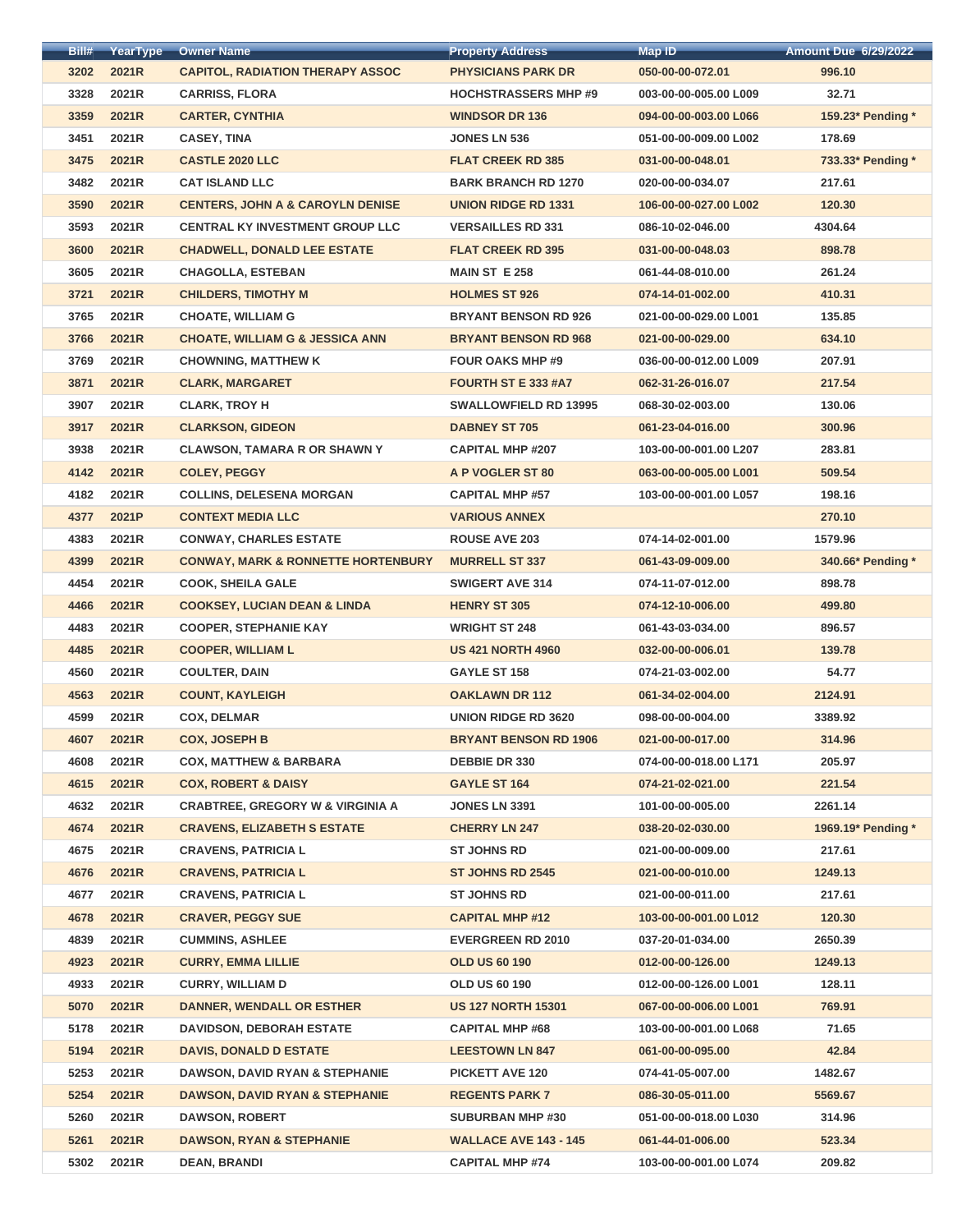| Bill# | YearType | Owner Name | Property Address | Map ID | Amount Due 6/29/2022 |
|---|---|---|---|---|---|
| 3202 | 2021R | CAPITOL, RADIATION THERAPY ASSOC | PHYSICIANS PARK DR | 050-00-00-072.01 | 996.10 |
| 3328 | 2021R | CARRISS, FLORA | HOCHSTRASSERS MHP #9 | 003-00-00-005.00 L009 | 32.71 |
| 3359 | 2021R | CARTER, CYNTHIA | WINDSOR DR 136 | 094-00-00-003.00 L066 | 159.23* Pending * |
| 3451 | 2021R | CASEY, TINA | JONES LN 536 | 051-00-00-009.00 L002 | 178.69 |
| 3475 | 2021R | CASTLE 2020 LLC | FLAT CREEK RD 385 | 031-00-00-048.01 | 733.33* Pending * |
| 3482 | 2021R | CAT ISLAND LLC | BARK BRANCH RD 1270 | 020-00-00-034.07 | 217.61 |
| 3590 | 2021R | CENTERS, JOHN A & CAROYLN DENISE | UNION RIDGE RD 1331 | 106-00-00-027.00 L002 | 120.30 |
| 3593 | 2021R | CENTRAL KY INVESTMENT GROUP LLC | VERSAILLES RD 331 | 086-10-02-046.00 | 4304.64 |
| 3600 | 2021R | CHADWELL, DONALD LEE ESTATE | FLAT CREEK RD 395 | 031-00-00-048.03 | 898.78 |
| 3605 | 2021R | CHAGOLLA, ESTEBAN | MAIN ST E 258 | 061-44-08-010.00 | 261.24 |
| 3721 | 2021R | CHILDERS, TIMOTHY M | HOLMES ST 926 | 074-14-01-002.00 | 410.31 |
| 3765 | 2021R | CHOATE, WILLIAM G | BRYANT BENSON RD 926 | 021-00-00-029.00 L001 | 135.85 |
| 3766 | 2021R | CHOATE, WILLIAM G & JESSICA ANN | BRYANT BENSON RD 968 | 021-00-00-029.00 | 634.10 |
| 3769 | 2021R | CHOWNING, MATTHEW K | FOUR OAKS MHP #9 | 036-00-00-012.00 L009 | 207.91 |
| 3871 | 2021R | CLARK, MARGARET | FOURTH ST E 333 #A7 | 062-31-26-016.07 | 217.54 |
| 3907 | 2021R | CLARK, TROY H | SWALLOWFIELD RD 13995 | 068-30-02-003.00 | 130.06 |
| 3917 | 2021R | CLARKSON, GIDEON | DABNEY ST 705 | 061-23-04-016.00 | 300.96 |
| 3938 | 2021R | CLAWSON, TAMARA R OR SHAWN Y | CAPITAL MHP #207 | 103-00-00-001.00 L207 | 283.81 |
| 4142 | 2021R | COLEY, PEGGY | A P VOGLER ST 80 | 063-00-00-005.00 L001 | 509.54 |
| 4182 | 2021R | COLLINS, DELESENA MORGAN | CAPITAL MHP #57 | 103-00-00-001.00 L057 | 198.16 |
| 4377 | 2021P | CONTEXT MEDIA LLC | VARIOUS ANNEX | | 270.10 |
| 4383 | 2021R | CONWAY, CHARLES ESTATE | ROUSE AVE 203 | 074-14-02-001.00 | 1579.96 |
| 4399 | 2021R | CONWAY, MARK & RONNETTE HORTENBURY | MURRELL ST 337 | 061-43-09-009.00 | 340.66* Pending * |
| 4454 | 2021R | COOK, SHEILA GALE | SWIGERT AVE 314 | 074-11-07-012.00 | 898.78 |
| 4466 | 2021R | COOKSEY, LUCIAN DEAN & LINDA | HENRY ST 305 | 074-12-10-006.00 | 499.80 |
| 4483 | 2021R | COOPER, STEPHANIE KAY | WRIGHT ST 248 | 061-43-03-034.00 | 896.57 |
| 4485 | 2021R | COOPER, WILLIAM L | US 421 NORTH 4960 | 032-00-00-006.01 | 139.78 |
| 4560 | 2021R | COULTER, DAIN | GAYLE ST 158 | 074-21-03-002.00 | 54.77 |
| 4563 | 2021R | COUNT, KAYLEIGH | OAKLAWN DR 112 | 061-34-02-004.00 | 2124.91 |
| 4599 | 2021R | COX, DELMAR | UNION RIDGE RD 3620 | 098-00-00-004.00 | 3389.92 |
| 4607 | 2021R | COX, JOSEPH B | BRYANT BENSON RD 1906 | 021-00-00-017.00 | 314.96 |
| 4608 | 2021R | COX, MATTHEW & BARBARA | DEBBIE DR 330 | 074-00-00-018.00 L171 | 205.97 |
| 4615 | 2021R | COX, ROBERT & DAISY | GAYLE ST 164 | 074-21-02-021.00 | 221.54 |
| 4632 | 2021R | CRABTREE, GREGORY W & VIRGINIA A | JONES LN 3391 | 101-00-00-005.00 | 2261.14 |
| 4674 | 2021R | CRAVENS, ELIZABETH S ESTATE | CHERRY LN 247 | 038-20-02-030.00 | 1969.19* Pending * |
| 4675 | 2021R | CRAVENS, PATRICIA L | ST JOHNS RD | 021-00-00-009.00 | 217.61 |
| 4676 | 2021R | CRAVENS, PATRICIA L | ST JOHNS RD 2545 | 021-00-00-010.00 | 1249.13 |
| 4677 | 2021R | CRAVENS, PATRICIA L | ST JOHNS RD | 021-00-00-011.00 | 217.61 |
| 4678 | 2021R | CRAVER, PEGGY SUE | CAPITAL MHP #12 | 103-00-00-001.00 L012 | 120.30 |
| 4839 | 2021R | CUMMINS, ASHLEE | EVERGREEN RD 2010 | 037-20-01-034.00 | 2650.39 |
| 4923 | 2021R | CURRY, EMMA LILLIE | OLD US 60 190 | 012-00-00-126.00 | 1249.13 |
| 4933 | 2021R | CURRY, WILLIAM D | OLD US 60 190 | 012-00-00-126.00 L001 | 128.11 |
| 5070 | 2021R | DANNER, WENDALL OR ESTHER | US 127 NORTH 15301 | 067-00-00-006.00 L001 | 769.91 |
| 5178 | 2021R | DAVIDSON, DEBORAH ESTATE | CAPITAL MHP #68 | 103-00-00-001.00 L068 | 71.65 |
| 5194 | 2021R | DAVIS, DONALD D ESTATE | LEESTOWN LN 847 | 061-00-00-095.00 | 42.84 |
| 5253 | 2021R | DAWSON, DAVID RYAN & STEPHANIE | PICKETT AVE 120 | 074-41-05-007.00 | 1482.67 |
| 5254 | 2021R | DAWSON, DAVID RYAN & STEPHANIE | REGENTS PARK 7 | 086-30-05-011.00 | 5569.67 |
| 5260 | 2021R | DAWSON, ROBERT | SUBURBAN MHP #30 | 051-00-00-018.00 L030 | 314.96 |
| 5261 | 2021R | DAWSON, RYAN & STEPHANIE | WALLACE AVE 143 - 145 | 061-44-01-006.00 | 523.34 |
| 5302 | 2021R | DEAN, BRANDI | CAPITAL MHP #74 | 103-00-00-001.00 L074 | 209.82 |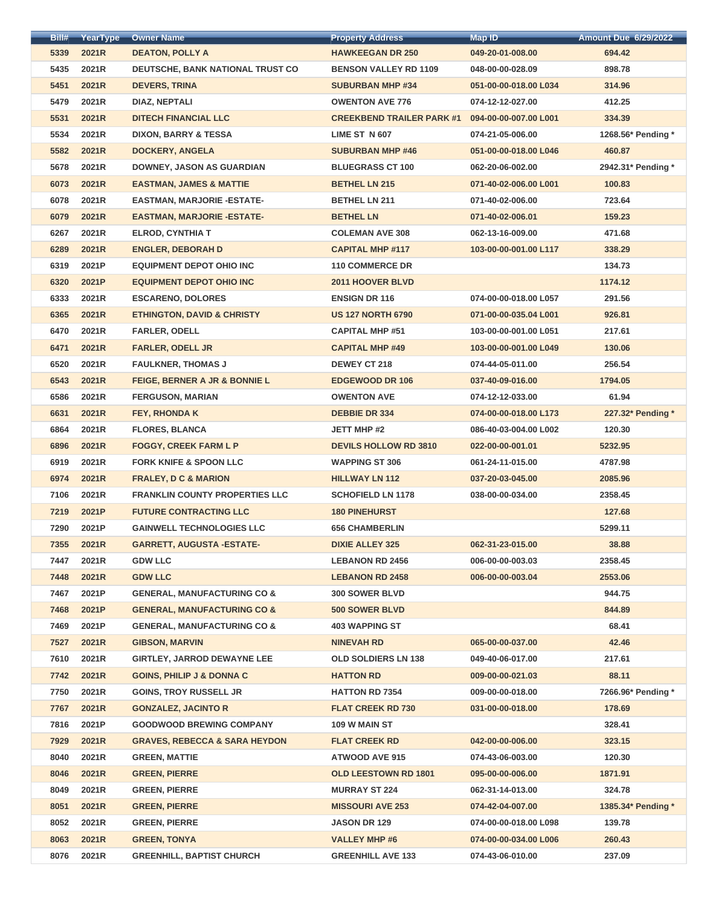| Bill# | YearType | Owner Name | Property Address | Map ID | Amount Due 6/29/2022 |
|---|---|---|---|---|---|
| 5339 | 2021R | DEATON, POLLY A | HAWKEEGAN DR 250 | 049-20-01-008.00 | 694.42 |
| 5435 | 2021R | DEUTSCHE, BANK NATIONAL TRUST CO | BENSON VALLEY RD 1109 | 048-00-00-028.09 | 898.78 |
| 5451 | 2021R | DEVERS, TRINA | SUBURBAN MHP #34 | 051-00-00-018.00 L034 | 314.96 |
| 5479 | 2021R | DIAZ, NEPTALI | OWENTON AVE 776 | 074-12-12-027.00 | 412.25 |
| 5531 | 2021R | DITECH FINANCIAL LLC | CREEKBEND TRAILER PARK #1 | 094-00-00-007.00 L001 | 334.39 |
| 5534 | 2021R | DIXON, BARRY & TESSA | LIME ST N 607 | 074-21-05-006.00 | 1268.56* Pending * |
| 5582 | 2021R | DOCKERY, ANGELA | SUBURBAN MHP #46 | 051-00-00-018.00 L046 | 460.87 |
| 5678 | 2021R | DOWNEY, JASON AS GUARDIAN | BLUEGRASS CT 100 | 062-20-06-002.00 | 2942.31* Pending * |
| 6073 | 2021R | EASTMAN, JAMES & MATTIE | BETHEL LN 215 | 071-40-02-006.00 L001 | 100.83 |
| 6078 | 2021R | EASTMAN, MARJORIE -ESTATE- | BETHEL LN 211 | 071-40-02-006.00 | 723.64 |
| 6079 | 2021R | EASTMAN, MARJORIE -ESTATE- | BETHEL LN | 071-40-02-006.01 | 159.23 |
| 6267 | 2021R | ELROD, CYNTHIA T | COLEMAN AVE 308 | 062-13-16-009.00 | 471.68 |
| 6289 | 2021R | ENGLER, DEBORAH D | CAPITAL MHP #117 | 103-00-00-001.00 L117 | 338.29 |
| 6319 | 2021P | EQUIPMENT DEPOT OHIO INC | 110 COMMERCE DR | | 134.73 |
| 6320 | 2021P | EQUIPMENT DEPOT OHIO INC | 2011 HOOVER BLVD | | 1174.12 |
| 6333 | 2021R | ESCARENO, DOLORES | ENSIGN DR 116 | 074-00-00-018.00 L057 | 291.56 |
| 6365 | 2021R | ETHINGTON, DAVID & CHRISTY | US 127 NORTH 6790 | 071-00-00-035.04 L001 | 926.81 |
| 6470 | 2021R | FARLER, ODELL | CAPITAL MHP #51 | 103-00-00-001.00 L051 | 217.61 |
| 6471 | 2021R | FARLER, ODELL JR | CAPITAL MHP #49 | 103-00-00-001.00 L049 | 130.06 |
| 6520 | 2021R | FAULKNER, THOMAS J | DEWEY CT 218 | 074-44-05-011.00 | 256.54 |
| 6543 | 2021R | FEIGE, BERNER A JR & BONNIE L | EDGEWOOD DR 106 | 037-40-09-016.00 | 1794.05 |
| 6586 | 2021R | FERGUSON, MARIAN | OWENTON AVE | 074-12-12-033.00 | 61.94 |
| 6631 | 2021R | FEY, RHONDA K | DEBBIE DR 334 | 074-00-00-018.00 L173 | 227.32* Pending * |
| 6864 | 2021R | FLORES, BLANCA | JETT MHP #2 | 086-40-03-004.00 L002 | 120.30 |
| 6896 | 2021R | FOGGY, CREEK FARM L P | DEVILS HOLLOW RD 3810 | 022-00-00-001.01 | 5232.95 |
| 6919 | 2021R | FORK KNIFE & SPOON LLC | WAPPING ST 306 | 061-24-11-015.00 | 4787.98 |
| 6974 | 2021R | FRALEY, D C & MARION | HILLWAY LN 112 | 037-20-03-045.00 | 2085.96 |
| 7106 | 2021R | FRANKLIN COUNTY PROPERTIES LLC | SCHOFIELD LN 1178 | 038-00-00-034.00 | 2358.45 |
| 7219 | 2021P | FUTURE CONTRACTING LLC | 180 PINEHURST | | 127.68 |
| 7290 | 2021P | GAINWELL TECHNOLOGIES LLC | 656 CHAMBERLIN | | 5299.11 |
| 7355 | 2021R | GARRETT, AUGUSTA -ESTATE- | DIXIE ALLEY 325 | 062-31-23-015.00 | 38.88 |
| 7447 | 2021R | GDW LLC | LEBANON RD 2456 | 006-00-00-003.03 | 2358.45 |
| 7448 | 2021R | GDW LLC | LEBANON RD 2458 | 006-00-00-003.04 | 2553.06 |
| 7467 | 2021P | GENERAL, MANUFACTURING CO & | 300 SOWER BLVD | | 944.75 |
| 7468 | 2021P | GENERAL, MANUFACTURING CO & | 500 SOWER BLVD | | 844.89 |
| 7469 | 2021P | GENERAL, MANUFACTURING CO & | 403 WAPPING ST | | 68.41 |
| 7527 | 2021R | GIBSON, MARVIN | NINEVAH RD | 065-00-00-037.00 | 42.46 |
| 7610 | 2021R | GIRTLEY, JARROD DEWAYNE LEE | OLD SOLDIERS LN 138 | 049-40-06-017.00 | 217.61 |
| 7742 | 2021R | GOINS, PHILIP J & DONNA C | HATTON RD | 009-00-00-021.03 | 88.11 |
| 7750 | 2021R | GOINS, TROY RUSSELL JR | HATTON RD 7354 | 009-00-00-018.00 | 7266.96* Pending * |
| 7767 | 2021R | GONZALEZ, JACINTO R | FLAT CREEK RD 730 | 031-00-00-018.00 | 178.69 |
| 7816 | 2021P | GOODWOOD BREWING COMPANY | 109 W MAIN ST | | 328.41 |
| 7929 | 2021R | GRAVES, REBECCA & SARA HEYDON | FLAT CREEK RD | 042-00-00-006.00 | 323.15 |
| 8040 | 2021R | GREEN, MATTIE | ATWOOD AVE 915 | 074-43-06-003.00 | 120.30 |
| 8046 | 2021R | GREEN, PIERRE | OLD LEESTOWN RD 1801 | 095-00-00-006.00 | 1871.91 |
| 8049 | 2021R | GREEN, PIERRE | MURRAY ST 224 | 062-31-14-013.00 | 324.78 |
| 8051 | 2021R | GREEN, PIERRE | MISSOURI AVE 253 | 074-42-04-007.00 | 1385.34* Pending * |
| 8052 | 2021R | GREEN, PIERRE | JASON DR 129 | 074-00-00-018.00 L098 | 139.78 |
| 8063 | 2021R | GREEN, TONYA | VALLEY MHP #6 | 074-00-00-034.00 L006 | 260.43 |
| 8076 | 2021R | GREENHILL, BAPTIST CHURCH | GREENHILL AVE 133 | 074-43-06-010.00 | 237.09 |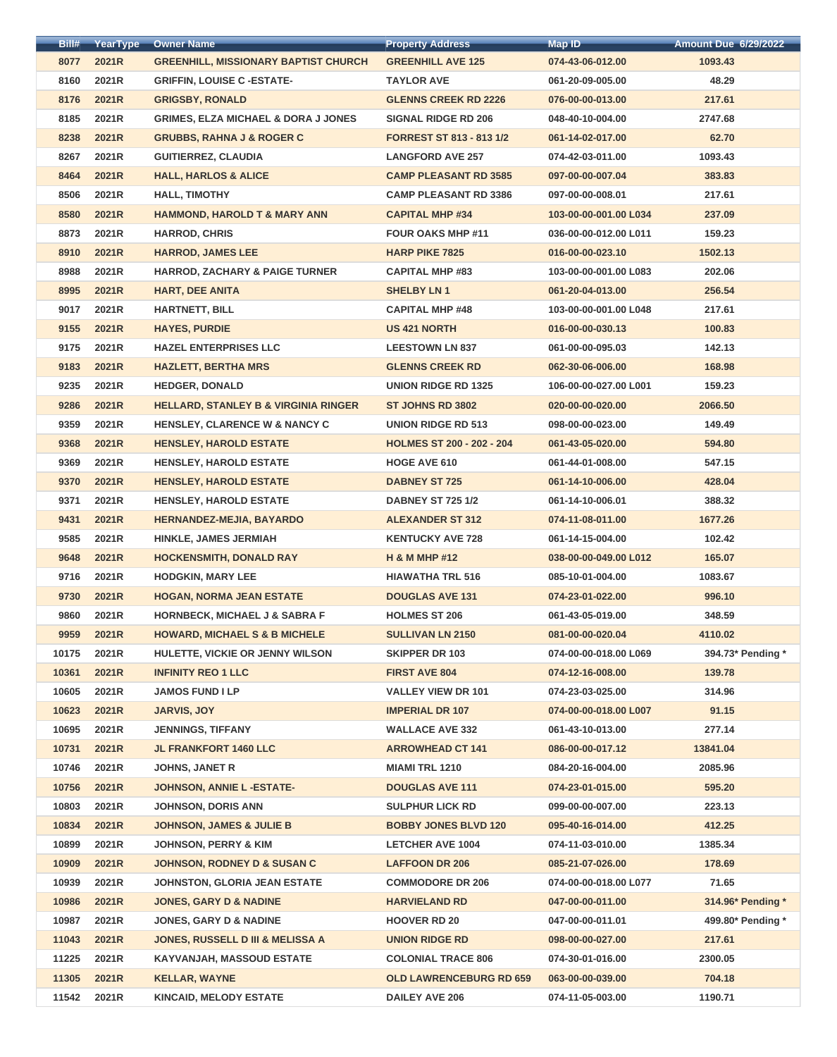| Bill# | YearType | Owner Name | Property Address | Map ID | Amount Due 6/29/2022 |
|---|---|---|---|---|---|
| 8077 | 2021R | GREENHILL, MISSIONARY BAPTIST CHURCH | GREENHILL AVE 125 | 074-43-06-012.00 | 1093.43 |
| 8160 | 2021R | GRIFFIN, LOUISE C -ESTATE- | TAYLOR AVE | 061-20-09-005.00 | 48.29 |
| 8176 | 2021R | GRIGSBY, RONALD | GLENNS CREEK RD 2226 | 076-00-00-013.00 | 217.61 |
| 8185 | 2021R | GRIMES, ELZA MICHAEL & DORA J JONES | SIGNAL RIDGE RD 206 | 048-40-10-004.00 | 2747.68 |
| 8238 | 2021R | GRUBBS, RAHNA J & ROGER C | FORREST ST 813 - 813 1/2 | 061-14-02-017.00 | 62.70 |
| 8267 | 2021R | GUITIERREZ, CLAUDIA | LANGFORD AVE 257 | 074-42-03-011.00 | 1093.43 |
| 8464 | 2021R | HALL, HARLOS & ALICE | CAMP PLEASANT RD 3585 | 097-00-00-007.04 | 383.83 |
| 8506 | 2021R | HALL, TIMOTHY | CAMP PLEASANT RD 3386 | 097-00-00-008.01 | 217.61 |
| 8580 | 2021R | HAMMOND, HAROLD T & MARY ANN | CAPITAL MHP #34 | 103-00-00-001.00 L034 | 237.09 |
| 8873 | 2021R | HARROD, CHRIS | FOUR OAKS MHP #11 | 036-00-00-012.00 L011 | 159.23 |
| 8910 | 2021R | HARROD, JAMES LEE | HARP PIKE 7825 | 016-00-00-023.10 | 1502.13 |
| 8988 | 2021R | HARROD, ZACHARY & PAIGE TURNER | CAPITAL MHP #83 | 103-00-00-001.00 L083 | 202.06 |
| 8995 | 2021R | HART, DEE ANITA | SHELBY LN 1 | 061-20-04-013.00 | 256.54 |
| 9017 | 2021R | HARTNETT, BILL | CAPITAL MHP #48 | 103-00-00-001.00 L048 | 217.61 |
| 9155 | 2021R | HAYES, PURDIE | US 421 NORTH | 016-00-00-030.13 | 100.83 |
| 9175 | 2021R | HAZEL ENTERPRISES LLC | LEESTOWN LN 837 | 061-00-00-095.03 | 142.13 |
| 9183 | 2021R | HAZLETT, BERTHA MRS | GLENNS CREEK RD | 062-30-06-006.00 | 168.98 |
| 9235 | 2021R | HEDGER, DONALD | UNION RIDGE RD 1325 | 106-00-00-027.00 L001 | 159.23 |
| 9286 | 2021R | HELLARD, STANLEY B & VIRGINIA RINGER | ST JOHNS RD 3802 | 020-00-00-020.00 | 2066.50 |
| 9359 | 2021R | HENSLEY, CLARENCE W & NANCY C | UNION RIDGE RD 513 | 098-00-00-023.00 | 149.49 |
| 9368 | 2021R | HENSLEY, HAROLD ESTATE | HOLMES ST 200 - 202 - 204 | 061-43-05-020.00 | 594.80 |
| 9369 | 2021R | HENSLEY, HAROLD ESTATE | HOGE AVE 610 | 061-44-01-008.00 | 547.15 |
| 9370 | 2021R | HENSLEY, HAROLD ESTATE | DABNEY ST 725 | 061-14-10-006.00 | 428.04 |
| 9371 | 2021R | HENSLEY, HAROLD ESTATE | DABNEY ST 725 1/2 | 061-14-10-006.01 | 388.32 |
| 9431 | 2021R | HERNANDEZ-MEJIA, BAYARDO | ALEXANDER ST 312 | 074-11-08-011.00 | 1677.26 |
| 9585 | 2021R | HINKLE, JAMES JERMIAH | KENTUCKY AVE 728 | 061-14-15-004.00 | 102.42 |
| 9648 | 2021R | HOCKENSMITH, DONALD RAY | H & M MHP #12 | 038-00-00-049.00 L012 | 165.07 |
| 9716 | 2021R | HODGKIN, MARY LEE | HIAWATHA TRL 516 | 085-10-01-004.00 | 1083.67 |
| 9730 | 2021R | HOGAN, NORMA JEAN ESTATE | DOUGLAS AVE 131 | 074-23-01-022.00 | 996.10 |
| 9860 | 2021R | HORNBECK, MICHAEL J & SABRA F | HOLMES ST 206 | 061-43-05-019.00 | 348.59 |
| 9959 | 2021R | HOWARD, MICHAEL S & B MICHELE | SULLIVAN LN 2150 | 081-00-00-020.04 | 4110.02 |
| 10175 | 2021R | HULETTE, VICKIE OR JENNY WILSON | SKIPPER DR 103 | 074-00-00-018.00 L069 | 394.73* Pending * |
| 10361 | 2021R | INFINITY REO 1 LLC | FIRST AVE 804 | 074-12-16-008.00 | 139.78 |
| 10605 | 2021R | JAMOS FUND I LP | VALLEY VIEW DR 101 | 074-23-03-025.00 | 314.96 |
| 10623 | 2021R | JARVIS, JOY | IMPERIAL DR 107 | 074-00-00-018.00 L007 | 91.15 |
| 10695 | 2021R | JENNINGS, TIFFANY | WALLACE AVE 332 | 061-43-10-013.00 | 277.14 |
| 10731 | 2021R | JL FRANKFORT 1460 LLC | ARROWHEAD CT 141 | 086-00-00-017.12 | 13841.04 |
| 10746 | 2021R | JOHNS, JANET R | MIAMI TRL 1210 | 084-20-16-004.00 | 2085.96 |
| 10756 | 2021R | JOHNSON, ANNIE L -ESTATE- | DOUGLAS AVE 111 | 074-23-01-015.00 | 595.20 |
| 10803 | 2021R | JOHNSON, DORIS ANN | SULPHUR LICK RD | 099-00-00-007.00 | 223.13 |
| 10834 | 2021R | JOHNSON, JAMES & JULIE B | BOBBY JONES BLVD 120 | 095-40-16-014.00 | 412.25 |
| 10899 | 2021R | JOHNSON, PERRY & KIM | LETCHER AVE 1004 | 074-11-03-010.00 | 1385.34 |
| 10909 | 2021R | JOHNSON, RODNEY D & SUSAN C | LAFFOON DR 206 | 085-21-07-026.00 | 178.69 |
| 10939 | 2021R | JOHNSTON, GLORIA JEAN ESTATE | COMMODORE DR 206 | 074-00-00-018.00 L077 | 71.65 |
| 10986 | 2021R | JONES, GARY D & NADINE | HARVIELAND RD | 047-00-00-011.00 | 314.96* Pending * |
| 10987 | 2021R | JONES, GARY D & NADINE | HOOVER RD 20 | 047-00-00-011.01 | 499.80* Pending * |
| 11043 | 2021R | JONES, RUSSELL D III & MELISSA A | UNION RIDGE RD | 098-00-00-027.00 | 217.61 |
| 11225 | 2021R | KAYVANJAH, MASSOUD ESTATE | COLONIAL TRACE 806 | 074-30-01-016.00 | 2300.05 |
| 11305 | 2021R | KELLAR, WAYNE | OLD LAWRENCEBURG RD 659 | 063-00-00-039.00 | 704.18 |
| 11542 | 2021R | KINCAID, MELODY ESTATE | DAILEY AVE 206 | 074-11-05-003.00 | 1190.71 |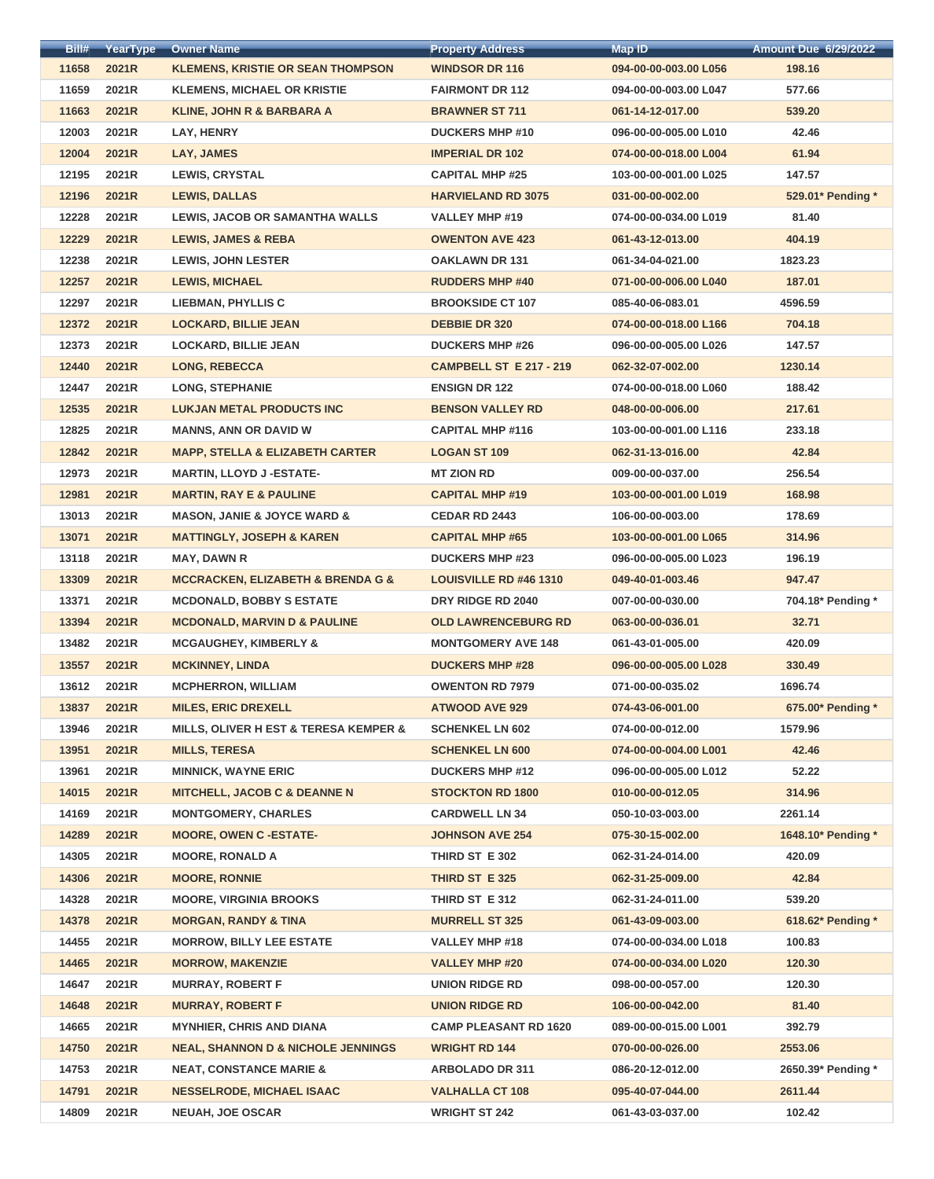| Bill# | YearType | Owner Name | Property Address | Map ID | Amount Due 6/29/2022 |
|---|---|---|---|---|---|
| 11658 | 2021R | KLEMENS, KRISTIE OR SEAN THOMPSON | WINDSOR DR 116 | 094-00-00-003.00 L056 | 198.16 |
| 11659 | 2021R | KLEMENS, MICHAEL OR KRISTIE | FAIRMONT DR 112 | 094-00-00-003.00 L047 | 577.66 |
| 11663 | 2021R | KLINE, JOHN R & BARBARA A | BRAWNER ST 711 | 061-14-12-017.00 | 539.20 |
| 12003 | 2021R | LAY, HENRY | DUCKERS MHP #10 | 096-00-00-005.00 L010 | 42.46 |
| 12004 | 2021R | LAY, JAMES | IMPERIAL DR 102 | 074-00-00-018.00 L004 | 61.94 |
| 12195 | 2021R | LEWIS, CRYSTAL | CAPITAL MHP #25 | 103-00-00-001.00 L025 | 147.57 |
| 12196 | 2021R | LEWIS, DALLAS | HARVIELAND RD 3075 | 031-00-00-002.00 | 529.01* Pending * |
| 12228 | 2021R | LEWIS, JACOB OR SAMANTHA WALLS | VALLEY MHP #19 | 074-00-00-034.00 L019 | 81.40 |
| 12229 | 2021R | LEWIS, JAMES & REBA | OWENTON AVE 423 | 061-43-12-013.00 | 404.19 |
| 12238 | 2021R | LEWIS, JOHN LESTER | OAKLAWN DR 131 | 061-34-04-021.00 | 1823.23 |
| 12257 | 2021R | LEWIS, MICHAEL | RUDDERS MHP #40 | 071-00-00-006.00 L040 | 187.01 |
| 12297 | 2021R | LIEBMAN, PHYLLIS C | BROOKSIDE CT 107 | 085-40-06-083.01 | 4596.59 |
| 12372 | 2021R | LOCKARD, BILLIE JEAN | DEBBIE DR 320 | 074-00-00-018.00 L166 | 704.18 |
| 12373 | 2021R | LOCKARD, BILLIE JEAN | DUCKERS MHP #26 | 096-00-00-005.00 L026 | 147.57 |
| 12440 | 2021R | LONG, REBECCA | CAMPBELL ST E 217 - 219 | 062-32-07-002.00 | 1230.14 |
| 12447 | 2021R | LONG, STEPHANIE | ENSIGN DR 122 | 074-00-00-018.00 L060 | 188.42 |
| 12535 | 2021R | LUKJAN METAL PRODUCTS INC | BENSON VALLEY RD | 048-00-00-006.00 | 217.61 |
| 12825 | 2021R | MANNS, ANN OR DAVID W | CAPITAL MHP #116 | 103-00-00-001.00 L116 | 233.18 |
| 12842 | 2021R | MAPP, STELLA & ELIZABETH CARTER | LOGAN ST 109 | 062-31-13-016.00 | 42.84 |
| 12973 | 2021R | MARTIN, LLOYD J -ESTATE- | MT ZION RD | 009-00-00-037.00 | 256.54 |
| 12981 | 2021R | MARTIN, RAY E & PAULINE | CAPITAL MHP #19 | 103-00-00-001.00 L019 | 168.98 |
| 13013 | 2021R | MASON, JANIE & JOYCE WARD & | CEDAR RD 2443 | 106-00-00-003.00 | 178.69 |
| 13071 | 2021R | MATTINGLY, JOSEPH & KAREN | CAPITAL MHP #65 | 103-00-00-001.00 L065 | 314.96 |
| 13118 | 2021R | MAY, DAWN R | DUCKERS MHP #23 | 096-00-00-005.00 L023 | 196.19 |
| 13309 | 2021R | MCCRACKEN, ELIZABETH & BRENDA G & | LOUISVILLE RD #46 1310 | 049-40-01-003.46 | 947.47 |
| 13371 | 2021R | MCDONALD, BOBBY S ESTATE | DRY RIDGE RD 2040 | 007-00-00-030.00 | 704.18* Pending * |
| 13394 | 2021R | MCDONALD, MARVIN D & PAULINE | OLD LAWRENCEBURG RD | 063-00-00-036.01 | 32.71 |
| 13482 | 2021R | MCGAUGHEY, KIMBERLY & | MONTGOMERY AVE 148 | 061-43-01-005.00 | 420.09 |
| 13557 | 2021R | MCKINNEY, LINDA | DUCKERS MHP #28 | 096-00-00-005.00 L028 | 330.49 |
| 13612 | 2021R | MCPHERRON, WILLIAM | OWENTON RD 7979 | 071-00-00-035.02 | 1696.74 |
| 13837 | 2021R | MILES, ERIC DREXELL | ATWOOD AVE 929 | 074-43-06-001.00 | 675.00* Pending * |
| 13946 | 2021R | MILLS, OLIVER H EST & TERESA KEMPER & | SCHENKEL LN 602 | 074-00-00-012.00 | 1579.96 |
| 13951 | 2021R | MILLS, TERESA | SCHENKEL LN 600 | 074-00-00-004.00 L001 | 42.46 |
| 13961 | 2021R | MINNICK, WAYNE ERIC | DUCKERS MHP #12 | 096-00-00-005.00 L012 | 52.22 |
| 14015 | 2021R | MITCHELL, JACOB C & DEANNE N | STOCKTON RD 1800 | 010-00-00-012.05 | 314.96 |
| 14169 | 2021R | MONTGOMERY, CHARLES | CARDWELL LN 34 | 050-10-03-003.00 | 2261.14 |
| 14289 | 2021R | MOORE, OWEN C -ESTATE- | JOHNSON AVE 254 | 075-30-15-002.00 | 1648.10* Pending * |
| 14305 | 2021R | MOORE, RONALD A | THIRD ST E 302 | 062-31-24-014.00 | 420.09 |
| 14306 | 2021R | MOORE, RONNIE | THIRD ST E 325 | 062-31-25-009.00 | 42.84 |
| 14328 | 2021R | MOORE, VIRGINIA BROOKS | THIRD ST E 312 | 062-31-24-011.00 | 539.20 |
| 14378 | 2021R | MORGAN, RANDY & TINA | MURRELL ST 325 | 061-43-09-003.00 | 618.62* Pending * |
| 14455 | 2021R | MORROW, BILLY LEE ESTATE | VALLEY MHP #18 | 074-00-00-034.00 L018 | 100.83 |
| 14465 | 2021R | MORROW, MAKENZIE | VALLEY MHP #20 | 074-00-00-034.00 L020 | 120.30 |
| 14647 | 2021R | MURRAY, ROBERT F | UNION RIDGE RD | 098-00-00-057.00 | 120.30 |
| 14648 | 2021R | MURRAY, ROBERT F | UNION RIDGE RD | 106-00-00-042.00 | 81.40 |
| 14665 | 2021R | MYNHIER, CHRIS AND DIANA | CAMP PLEASANT RD 1620 | 089-00-00-015.00 L001 | 392.79 |
| 14750 | 2021R | NEAL, SHANNON D & NICHOLE JENNINGS | WRIGHT RD 144 | 070-00-00-026.00 | 2553.06 |
| 14753 | 2021R | NEAT, CONSTANCE MARIE & | ARBOLADO DR 311 | 086-20-12-012.00 | 2650.39* Pending * |
| 14791 | 2021R | NESSELRODE, MICHAEL ISAAC | VALHALLA CT 108 | 095-40-07-044.00 | 2611.44 |
| 14809 | 2021R | NEUAH, JOE OSCAR | WRIGHT ST 242 | 061-43-03-037.00 | 102.42 |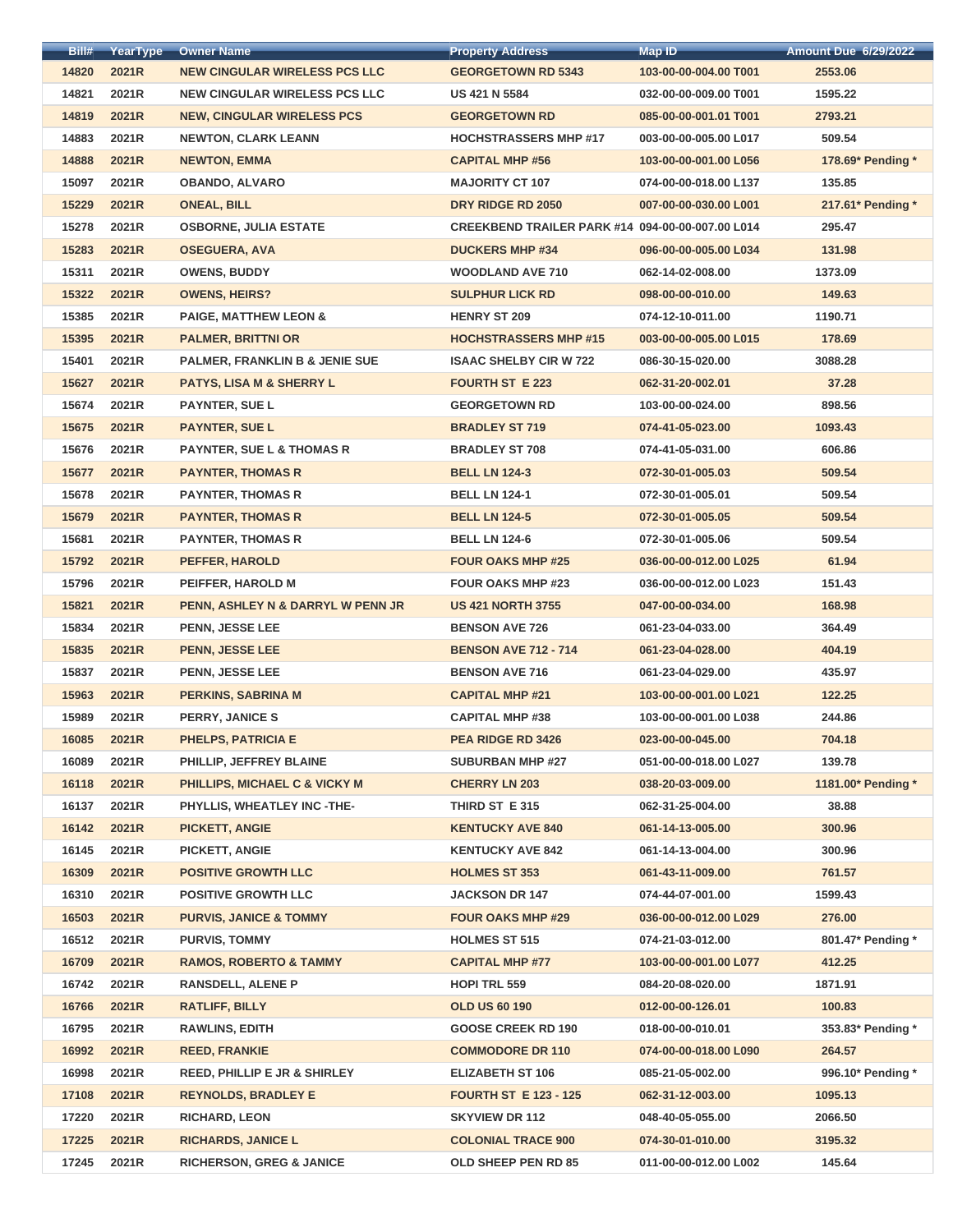| Bill# | YearType | Owner Name | Property Address | Map ID | Amount Due 6/29/2022 |
|---|---|---|---|---|---|
| 14820 | 2021R | NEW CINGULAR WIRELESS PCS LLC | GEORGETOWN RD 5343 | 103-00-00-004.00 T001 | 2553.06 |
| 14821 | 2021R | NEW CINGULAR WIRELESS PCS LLC | US 421 N 5584 | 032-00-00-009.00 T001 | 1595.22 |
| 14819 | 2021R | NEW, CINGULAR WIRELESS PCS | GEORGETOWN RD | 085-00-00-001.01 T001 | 2793.21 |
| 14883 | 2021R | NEWTON, CLARK LEANN | HOCHSTRASSERS MHP #17 | 003-00-00-005.00 L017 | 509.54 |
| 14888 | 2021R | NEWTON, EMMA | CAPITAL MHP #56 | 103-00-00-001.00 L056 | 178.69* Pending * |
| 15097 | 2021R | OBANDO, ALVARO | MAJORITY CT 107 | 074-00-00-018.00 L137 | 135.85 |
| 15229 | 2021R | ONEAL, BILL | DRY RIDGE RD 2050 | 007-00-00-030.00 L001 | 217.61* Pending * |
| 15278 | 2021R | OSBORNE, JULIA ESTATE | CREEKBEND TRAILER PARK #14 | 094-00-00-007.00 L014 | 295.47 |
| 15283 | 2021R | OSEGUERA, AVA | DUCKERS MHP #34 | 096-00-00-005.00 L034 | 131.98 |
| 15311 | 2021R | OWENS, BUDDY | WOODLAND AVE 710 | 062-14-02-008.00 | 1373.09 |
| 15322 | 2021R | OWENS, HEIRS? | SULPHUR LICK RD | 098-00-00-010.00 | 149.63 |
| 15385 | 2021R | PAIGE, MATTHEW LEON & | HENRY ST 209 | 074-12-10-011.00 | 1190.71 |
| 15395 | 2021R | PALMER, BRITTNI OR | HOCHSTRASSERS MHP #15 | 003-00-00-005.00 L015 | 178.69 |
| 15401 | 2021R | PALMER, FRANKLIN B & JENIE SUE | ISAAC SHELBY CIR W 722 | 086-30-15-020.00 | 3088.28 |
| 15627 | 2021R | PATYS, LISA M & SHERRY L | FOURTH ST E 223 | 062-31-20-002.01 | 37.28 |
| 15674 | 2021R | PAYNTER, SUE L | GEORGETOWN RD | 103-00-00-024.00 | 898.56 |
| 15675 | 2021R | PAYNTER, SUE L | BRADLEY ST 719 | 074-41-05-023.00 | 1093.43 |
| 15676 | 2021R | PAYNTER, SUE L & THOMAS R | BRADLEY ST 708 | 074-41-05-031.00 | 606.86 |
| 15677 | 2021R | PAYNTER, THOMAS R | BELL LN 124-3 | 072-30-01-005.03 | 509.54 |
| 15678 | 2021R | PAYNTER, THOMAS R | BELL LN 124-1 | 072-30-01-005.01 | 509.54 |
| 15679 | 2021R | PAYNTER, THOMAS R | BELL LN 124-5 | 072-30-01-005.05 | 509.54 |
| 15681 | 2021R | PAYNTER, THOMAS R | BELL LN 124-6 | 072-30-01-005.06 | 509.54 |
| 15792 | 2021R | PEFFER, HAROLD | FOUR OAKS MHP #25 | 036-00-00-012.00 L025 | 61.94 |
| 15796 | 2021R | PEIFFER, HAROLD M | FOUR OAKS MHP #23 | 036-00-00-012.00 L023 | 151.43 |
| 15821 | 2021R | PENN, ASHLEY N & DARRYL W PENN JR | US 421 NORTH 3755 | 047-00-00-034.00 | 168.98 |
| 15834 | 2021R | PENN, JESSE LEE | BENSON AVE 726 | 061-23-04-033.00 | 364.49 |
| 15835 | 2021R | PENN, JESSE LEE | BENSON AVE 712 - 714 | 061-23-04-028.00 | 404.19 |
| 15837 | 2021R | PENN, JESSE LEE | BENSON AVE 716 | 061-23-04-029.00 | 435.97 |
| 15963 | 2021R | PERKINS, SABRINA M | CAPITAL MHP #21 | 103-00-00-001.00 L021 | 122.25 |
| 15989 | 2021R | PERRY, JANICE S | CAPITAL MHP #38 | 103-00-00-001.00 L038 | 244.86 |
| 16085 | 2021R | PHELPS, PATRICIA E | PEA RIDGE RD 3426 | 023-00-00-045.00 | 704.18 |
| 16089 | 2021R | PHILLIP, JEFFREY BLAINE | SUBURBAN MHP #27 | 051-00-00-018.00 L027 | 139.78 |
| 16118 | 2021R | PHILLIPS, MICHAEL C & VICKY M | CHERRY LN 203 | 038-20-03-009.00 | 1181.00* Pending * |
| 16137 | 2021R | PHYLLIS, WHEATLEY INC -THE- | THIRD ST E 315 | 062-31-25-004.00 | 38.88 |
| 16142 | 2021R | PICKETT, ANGIE | KENTUCKY AVE 840 | 061-14-13-005.00 | 300.96 |
| 16145 | 2021R | PICKETT, ANGIE | KENTUCKY AVE 842 | 061-14-13-004.00 | 300.96 |
| 16309 | 2021R | POSITIVE GROWTH LLC | HOLMES ST 353 | 061-43-11-009.00 | 761.57 |
| 16310 | 2021R | POSITIVE GROWTH LLC | JACKSON DR 147 | 074-44-07-001.00 | 1599.43 |
| 16503 | 2021R | PURVIS, JANICE & TOMMY | FOUR OAKS MHP #29 | 036-00-00-012.00 L029 | 276.00 |
| 16512 | 2021R | PURVIS, TOMMY | HOLMES ST 515 | 074-21-03-012.00 | 801.47* Pending * |
| 16709 | 2021R | RAMOS, ROBERTO & TAMMY | CAPITAL MHP #77 | 103-00-00-001.00 L077 | 412.25 |
| 16742 | 2021R | RANSDELL, ALENE P | HOPI TRL 559 | 084-20-08-020.00 | 1871.91 |
| 16766 | 2021R | RATLIFF, BILLY | OLD US 60 190 | 012-00-00-126.01 | 100.83 |
| 16795 | 2021R | RAWLINS, EDITH | GOOSE CREEK RD 190 | 018-00-00-010.01 | 353.83* Pending * |
| 16992 | 2021R | REED, FRANKIE | COMMODORE DR 110 | 074-00-00-018.00 L090 | 264.57 |
| 16998 | 2021R | REED, PHILLIP E JR & SHIRLEY | ELIZABETH ST 106 | 085-21-05-002.00 | 996.10* Pending * |
| 17108 | 2021R | REYNOLDS, BRADLEY E | FOURTH ST E 123 - 125 | 062-31-12-003.00 | 1095.13 |
| 17220 | 2021R | RICHARD, LEON | SKYVIEW DR 112 | 048-40-05-055.00 | 2066.50 |
| 17225 | 2021R | RICHARDS, JANICE L | COLONIAL TRACE 900 | 074-30-01-010.00 | 3195.32 |
| 17245 | 2021R | RICHERSON, GREG & JANICE | OLD SHEEP PEN RD 85 | 011-00-00-012.00 L002 | 145.64 |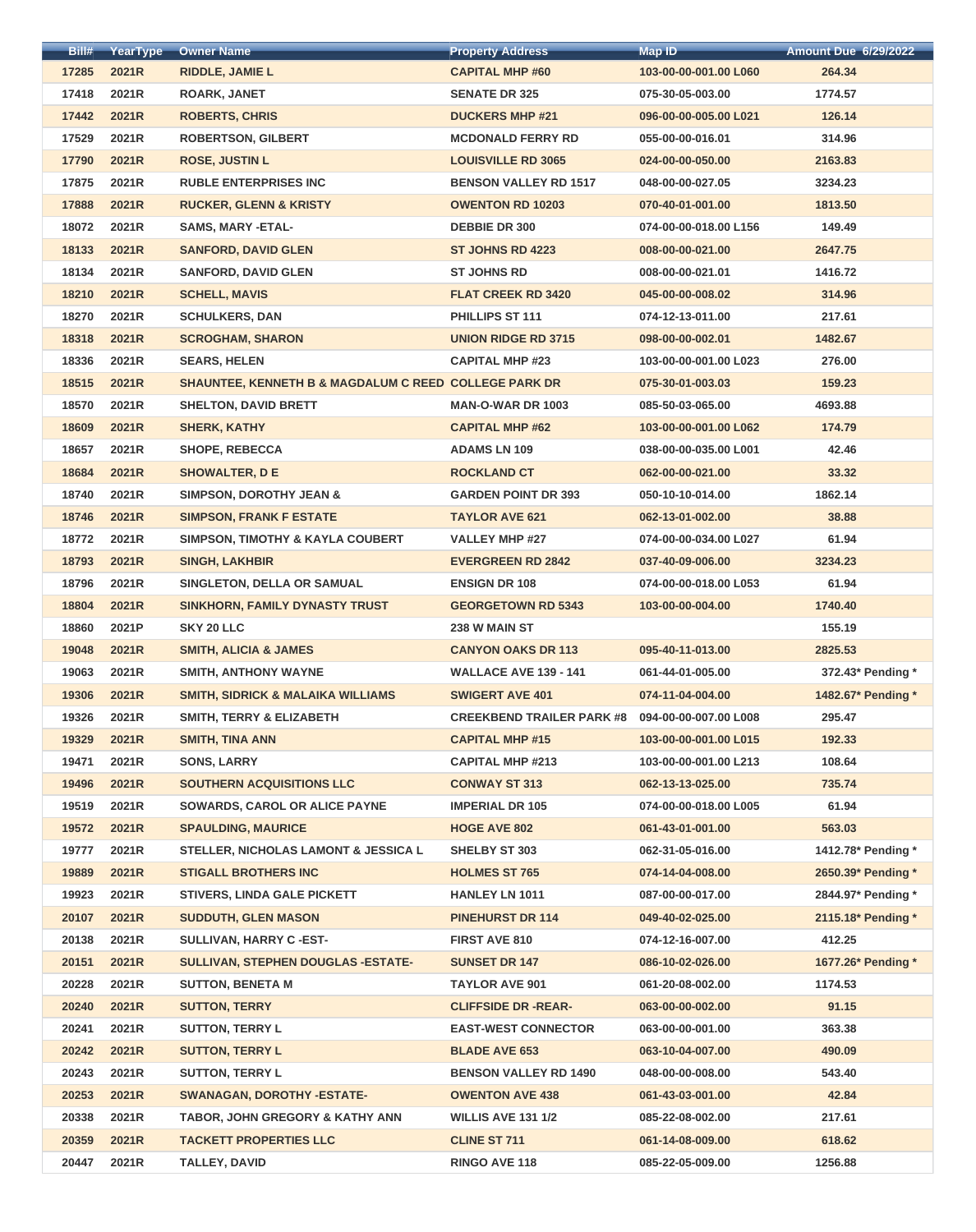| Bill# | YearType | Owner Name | Property Address | Map ID | Amount Due 6/29/2022 |
|---|---|---|---|---|---|
| 17285 | 2021R | RIDDLE, JAMIE L | CAPITAL MHP #60 | 103-00-00-001.00 L060 | 264.34 |
| 17418 | 2021R | ROARK, JANET | SENATE DR 325 | 075-30-05-003.00 | 1774.57 |
| 17442 | 2021R | ROBERTS, CHRIS | DUCKERS MHP #21 | 096-00-00-005.00 L021 | 126.14 |
| 17529 | 2021R | ROBERTSON, GILBERT | MCDONALD FERRY RD | 055-00-00-016.01 | 314.96 |
| 17790 | 2021R | ROSE, JUSTIN L | LOUISVILLE RD 3065 | 024-00-00-050.00 | 2163.83 |
| 17875 | 2021R | RUBLE ENTERPRISES INC | BENSON VALLEY RD 1517 | 048-00-00-027.05 | 3234.23 |
| 17888 | 2021R | RUCKER, GLENN & KRISTY | OWENTON RD 10203 | 070-40-01-001.00 | 1813.50 |
| 18072 | 2021R | SAMS, MARY -ETAL- | DEBBIE DR 300 | 074-00-00-018.00 L156 | 149.49 |
| 18133 | 2021R | SANFORD, DAVID GLEN | ST JOHNS RD 4223 | 008-00-00-021.00 | 2647.75 |
| 18134 | 2021R | SANFORD, DAVID GLEN | ST JOHNS RD | 008-00-00-021.01 | 1416.72 |
| 18210 | 2021R | SCHELL, MAVIS | FLAT CREEK RD 3420 | 045-00-00-008.02 | 314.96 |
| 18270 | 2021R | SCHULKERS, DAN | PHILLIPS ST 111 | 074-12-13-011.00 | 217.61 |
| 18318 | 2021R | SCROGHAM, SHARON | UNION RIDGE RD 3715 | 098-00-00-002.01 | 1482.67 |
| 18336 | 2021R | SEARS, HELEN | CAPITAL MHP #23 | 103-00-00-001.00 L023 | 276.00 |
| 18515 | 2021R | SHAUNTEE, KENNETH B & MAGDALUM C REED | COLLEGE PARK DR | 075-30-01-003.03 | 159.23 |
| 18570 | 2021R | SHELTON, DAVID BRETT | MAN-O-WAR DR 1003 | 085-50-03-065.00 | 4693.88 |
| 18609 | 2021R | SHERK, KATHY | CAPITAL MHP #62 | 103-00-00-001.00 L062 | 174.79 |
| 18657 | 2021R | SHOPE, REBECCA | ADAMS LN 109 | 038-00-00-035.00 L001 | 42.46 |
| 18684 | 2021R | SHOWALTER, D E | ROCKLAND CT | 062-00-00-021.00 | 33.32 |
| 18740 | 2021R | SIMPSON, DOROTHY JEAN & | GARDEN POINT DR 393 | 050-10-10-014.00 | 1862.14 |
| 18746 | 2021R | SIMPSON, FRANK F ESTATE | TAYLOR AVE 621 | 062-13-01-002.00 | 38.88 |
| 18772 | 2021R | SIMPSON, TIMOTHY & KAYLA COUBERT | VALLEY MHP #27 | 074-00-00-034.00 L027 | 61.94 |
| 18793 | 2021R | SINGH, LAKHBIR | EVERGREEN RD 2842 | 037-40-09-006.00 | 3234.23 |
| 18796 | 2021R | SINGLETON, DELLA OR SAMUAL | ENSIGN DR 108 | 074-00-00-018.00 L053 | 61.94 |
| 18804 | 2021R | SINKHORN, FAMILY DYNASTY TRUST | GEORGETOWN RD 5343 | 103-00-00-004.00 | 1740.40 |
| 18860 | 2021P | SKY 20 LLC | 238 W MAIN ST | | 155.19 |
| 19048 | 2021R | SMITH, ALICIA & JAMES | CANYON OAKS DR 113 | 095-40-11-013.00 | 2825.53 |
| 19063 | 2021R | SMITH, ANTHONY WAYNE | WALLACE AVE 139 - 141 | 061-44-01-005.00 | 372.43* Pending * |
| 19306 | 2021R | SMITH, SIDRICK & MALAIKA WILLIAMS | SWIGERT AVE 401 | 074-11-04-004.00 | 1482.67* Pending * |
| 19326 | 2021R | SMITH, TERRY & ELIZABETH | CREEKBEND TRAILER PARK #8 | 094-00-00-007.00 L008 | 295.47 |
| 19329 | 2021R | SMITH, TINA ANN | CAPITAL MHP #15 | 103-00-00-001.00 L015 | 192.33 |
| 19471 | 2021R | SONS, LARRY | CAPITAL MHP #213 | 103-00-00-001.00 L213 | 108.64 |
| 19496 | 2021R | SOUTHERN ACQUISITIONS LLC | CONWAY ST 313 | 062-13-13-025.00 | 735.74 |
| 19519 | 2021R | SOWARDS, CAROL OR ALICE PAYNE | IMPERIAL DR 105 | 074-00-00-018.00 L005 | 61.94 |
| 19572 | 2021R | SPAULDING, MAURICE | HOGE AVE 802 | 061-43-01-001.00 | 563.03 |
| 19777 | 2021R | STELLER, NICHOLAS LAMONT & JESSICA L | SHELBY ST 303 | 062-31-05-016.00 | 1412.78* Pending * |
| 19889 | 2021R | STIGALL BROTHERS INC | HOLMES ST 765 | 074-14-04-008.00 | 2650.39* Pending * |
| 19923 | 2021R | STIVERS, LINDA GALE PICKETT | HANLEY LN 1011 | 087-00-00-017.00 | 2844.97* Pending * |
| 20107 | 2021R | SUDDUTH, GLEN MASON | PINEHURST DR 114 | 049-40-02-025.00 | 2115.18* Pending * |
| 20138 | 2021R | SULLIVAN, HARRY C -EST- | FIRST AVE 810 | 074-12-16-007.00 | 412.25 |
| 20151 | 2021R | SULLIVAN, STEPHEN DOUGLAS -ESTATE- | SUNSET DR 147 | 086-10-02-026.00 | 1677.26* Pending * |
| 20228 | 2021R | SUTTON, BENETA M | TAYLOR AVE 901 | 061-20-08-002.00 | 1174.53 |
| 20240 | 2021R | SUTTON, TERRY | CLIFFSIDE DR -REAR- | 063-00-00-002.00 | 91.15 |
| 20241 | 2021R | SUTTON, TERRY L | EAST-WEST CONNECTOR | 063-00-00-001.00 | 363.38 |
| 20242 | 2021R | SUTTON, TERRY L | BLADE AVE 653 | 063-10-04-007.00 | 490.09 |
| 20243 | 2021R | SUTTON, TERRY L | BENSON VALLEY RD 1490 | 048-00-00-008.00 | 543.40 |
| 20253 | 2021R | SWANAGAN, DOROTHY -ESTATE- | OWENTON AVE 438 | 061-43-03-001.00 | 42.84 |
| 20338 | 2021R | TABOR, JOHN GREGORY & KATHY ANN | WILLIS AVE 131 1/2 | 085-22-08-002.00 | 217.61 |
| 20359 | 2021R | TACKETT PROPERTIES LLC | CLINE ST 711 | 061-14-08-009.00 | 618.62 |
| 20447 | 2021R | TALLEY, DAVID | RINGO AVE 118 | 085-22-05-009.00 | 1256.88 |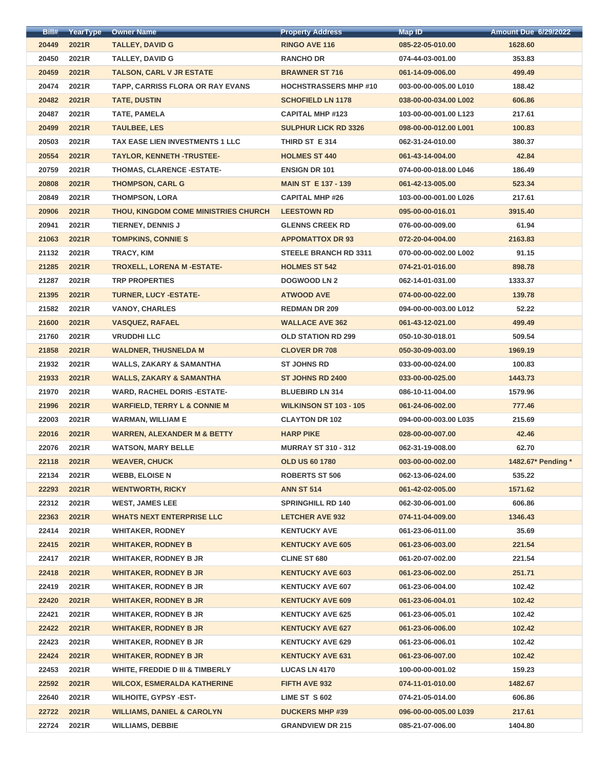| Bill# | YearType | Owner Name | Property Address | Map ID | Amount Due 6/29/2022 |
|---|---|---|---|---|---|
| 20449 | 2021R | TALLEY, DAVID G | RINGO AVE 116 | 085-22-05-010.00 | 1628.60 |
| 20450 | 2021R | TALLEY, DAVID G | RANCHO DR | 074-44-03-001.00 | 353.83 |
| 20459 | 2021R | TALSON, CARL V JR ESTATE | BRAWNER ST 716 | 061-14-09-006.00 | 499.49 |
| 20474 | 2021R | TAPP, CARRISS FLORA OR RAY EVANS | HOCHSTRASSERS MHP #10 | 003-00-00-005.00 L010 | 188.42 |
| 20482 | 2021R | TATE, DUSTIN | SCHOFIELD LN 1178 | 038-00-00-034.00 L002 | 606.86 |
| 20487 | 2021R | TATE, PAMELA | CAPITAL MHP #123 | 103-00-00-001.00 L123 | 217.61 |
| 20499 | 2021R | TAULBEE, LES | SULPHUR LICK RD 3326 | 098-00-00-012.00 L001 | 100.83 |
| 20503 | 2021R | TAX EASE LIEN INVESTMENTS 1 LLC | THIRD ST E 314 | 062-31-24-010.00 | 380.37 |
| 20554 | 2021R | TAYLOR, KENNETH -TRUSTEE- | HOLMES ST 440 | 061-43-14-004.00 | 42.84 |
| 20759 | 2021R | THOMAS, CLARENCE -ESTATE- | ENSIGN DR 101 | 074-00-00-018.00 L046 | 186.49 |
| 20808 | 2021R | THOMPSON, CARL G | MAIN ST E 137 - 139 | 061-42-13-005.00 | 523.34 |
| 20849 | 2021R | THOMPSON, LORA | CAPITAL MHP #26 | 103-00-00-001.00 L026 | 217.61 |
| 20906 | 2021R | THOU, KINGDOM COME MINISTRIES CHURCH | LEESTOWN RD | 095-00-00-016.01 | 3915.40 |
| 20941 | 2021R | TIERNEY, DENNIS J | GLENNS CREEK RD | 076-00-00-009.00 | 61.94 |
| 21063 | 2021R | TOMPKINS, CONNIE S | APPOMATTOX DR 93 | 072-20-04-004.00 | 2163.83 |
| 21132 | 2021R | TRACY, KIM | STEELE BRANCH RD 3311 | 070-00-00-002.00 L002 | 91.15 |
| 21285 | 2021R | TROXELL, LORENA M -ESTATE- | HOLMES ST 542 | 074-21-01-016.00 | 898.78 |
| 21287 | 2021R | TRP PROPERTIES | DOGWOOD LN 2 | 062-14-01-031.00 | 1333.37 |
| 21395 | 2021R | TURNER, LUCY -ESTATE- | ATWOOD AVE | 074-00-00-022.00 | 139.78 |
| 21582 | 2021R | VANOY, CHARLES | REDMAN DR 209 | 094-00-00-003.00 L012 | 52.22 |
| 21600 | 2021R | VASQUEZ, RAFAEL | WALLACE AVE 362 | 061-43-12-021.00 | 499.49 |
| 21760 | 2021R | VRUDDHI LLC | OLD STATION RD 299 | 050-10-30-018.01 | 509.54 |
| 21858 | 2021R | WALDNER, THUSNELDA M | CLOVER DR 708 | 050-30-09-003.00 | 1969.19 |
| 21932 | 2021R | WALLS, ZAKARY & SAMANTHA | ST JOHNS RD | 033-00-00-024.00 | 100.83 |
| 21933 | 2021R | WALLS, ZAKARY & SAMANTHA | ST JOHNS RD 2400 | 033-00-00-025.00 | 1443.73 |
| 21970 | 2021R | WARD, RACHEL DORIS -ESTATE- | BLUEBIRD LN 314 | 086-10-11-004.00 | 1579.96 |
| 21996 | 2021R | WARFIELD, TERRY L & CONNIE M | WILKINSON ST 103 - 105 | 061-24-06-002.00 | 777.46 |
| 22003 | 2021R | WARMAN, WILLIAM E | CLAYTON DR 102 | 094-00-00-003.00 L035 | 215.69 |
| 22016 | 2021R | WARREN, ALEXANDER M & BETTY | HARP PIKE | 028-00-00-007.00 | 42.46 |
| 22076 | 2021R | WATSON, MARY BELLE | MURRAY ST 310 - 312 | 062-31-19-008.00 | 62.70 |
| 22118 | 2021R | WEAVER, CHUCK | OLD US 60 1780 | 003-00-00-002.00 | 1482.67* Pending * |
| 22134 | 2021R | WEBB, ELOISE N | ROBERTS ST 506 | 062-13-06-024.00 | 535.22 |
| 22293 | 2021R | WENTWORTH, RICKY | ANN ST 514 | 061-42-02-005.00 | 1571.62 |
| 22312 | 2021R | WEST, JAMES LEE | SPRINGHILL RD 140 | 062-30-06-001.00 | 606.86 |
| 22363 | 2021R | WHATS NEXT ENTERPRISE LLC | LETCHER AVE 932 | 074-11-04-009.00 | 1346.43 |
| 22414 | 2021R | WHITAKER, RODNEY | KENTUCKY AVE | 061-23-06-011.00 | 35.69 |
| 22415 | 2021R | WHITAKER, RODNEY B | KENTUCKY AVE 605 | 061-23-06-003.00 | 221.54 |
| 22417 | 2021R | WHITAKER, RODNEY B JR | CLINE ST 680 | 061-20-07-002.00 | 221.54 |
| 22418 | 2021R | WHITAKER, RODNEY B JR | KENTUCKY AVE 603 | 061-23-06-002.00 | 251.71 |
| 22419 | 2021R | WHITAKER, RODNEY B JR | KENTUCKY AVE 607 | 061-23-06-004.00 | 102.42 |
| 22420 | 2021R | WHITAKER, RODNEY B JR | KENTUCKY AVE 609 | 061-23-06-004.01 | 102.42 |
| 22421 | 2021R | WHITAKER, RODNEY B JR | KENTUCKY AVE 625 | 061-23-06-005.01 | 102.42 |
| 22422 | 2021R | WHITAKER, RODNEY B JR | KENTUCKY AVE 627 | 061-23-06-006.00 | 102.42 |
| 22423 | 2021R | WHITAKER, RODNEY B JR | KENTUCKY AVE 629 | 061-23-06-006.01 | 102.42 |
| 22424 | 2021R | WHITAKER, RODNEY B JR | KENTUCKY AVE 631 | 061-23-06-007.00 | 102.42 |
| 22453 | 2021R | WHITE, FREDDIE D III & TIMBERLY | LUCAS LN 4170 | 100-00-00-001.02 | 159.23 |
| 22592 | 2021R | WILCOX, ESMERALDA KATHERINE | FIFTH AVE 932 | 074-11-01-010.00 | 1482.67 |
| 22640 | 2021R | WILHOITE, GYPSY -EST- | LIME ST S 602 | 074-21-05-014.00 | 606.86 |
| 22722 | 2021R | WILLIAMS, DANIEL & CAROLYN | DUCKERS MHP #39 | 096-00-00-005.00 L039 | 217.61 |
| 22724 | 2021R | WILLIAMS, DEBBIE | GRANDVIEW DR 215 | 085-21-07-006.00 | 1404.80 |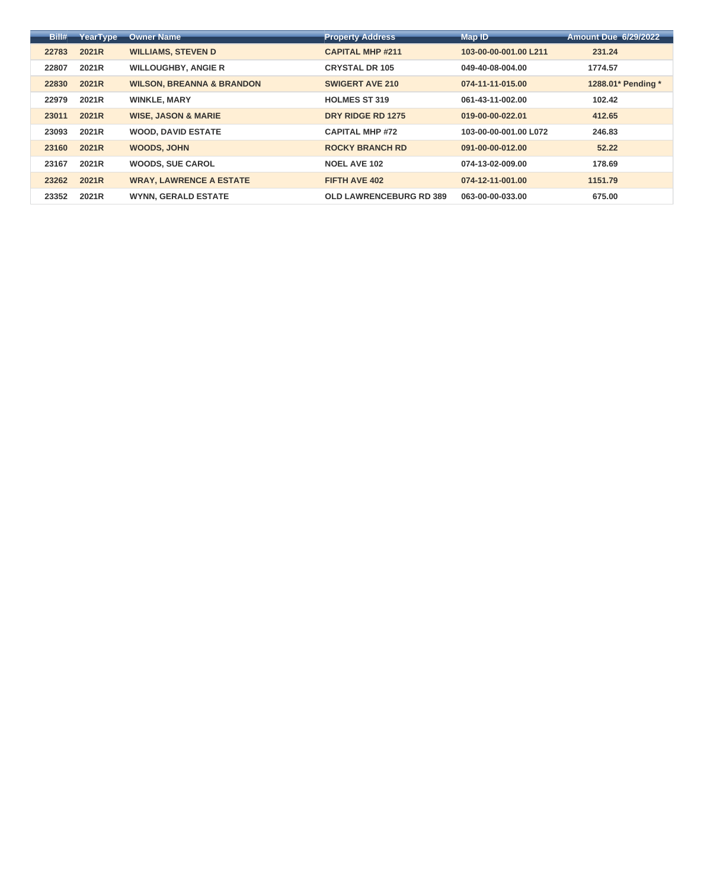| Bill# | YearType | Owner Name | Property Address | Map ID | Amount Due 6/29/2022 |
|---|---|---|---|---|---|
| 22783 | 2021R | WILLIAMS, STEVEN D | CAPITAL MHP #211 | 103-00-00-001.00 L211 | 231.24 |
| 22807 | 2021R | WILLOUGHBY, ANGIE R | CRYSTAL DR 105 | 049-40-08-004.00 | 1774.57 |
| 22830 | 2021R | WILSON, BREANNA & BRANDON | SWIGERT AVE 210 | 074-11-11-015.00 | 1288.01* Pending * |
| 22979 | 2021R | WINKLE, MARY | HOLMES ST 319 | 061-43-11-002.00 | 102.42 |
| 23011 | 2021R | WISE, JASON & MARIE | DRY RIDGE RD 1275 | 019-00-00-022.01 | 412.65 |
| 23093 | 2021R | WOOD, DAVID ESTATE | CAPITAL MHP #72 | 103-00-00-001.00 L072 | 246.83 |
| 23160 | 2021R | WOODS, JOHN | ROCKY BRANCH RD | 091-00-00-012.00 | 52.22 |
| 23167 | 2021R | WOODS, SUE CAROL | NOEL AVE 102 | 074-13-02-009.00 | 178.69 |
| 23262 | 2021R | WRAY, LAWRENCE A ESTATE | FIFTH AVE 402 | 074-12-11-001.00 | 1151.79 |
| 23352 | 2021R | WYNN, GERALD ESTATE | OLD LAWRENCEBURG RD 389 | 063-00-00-033.00 | 675.00 |